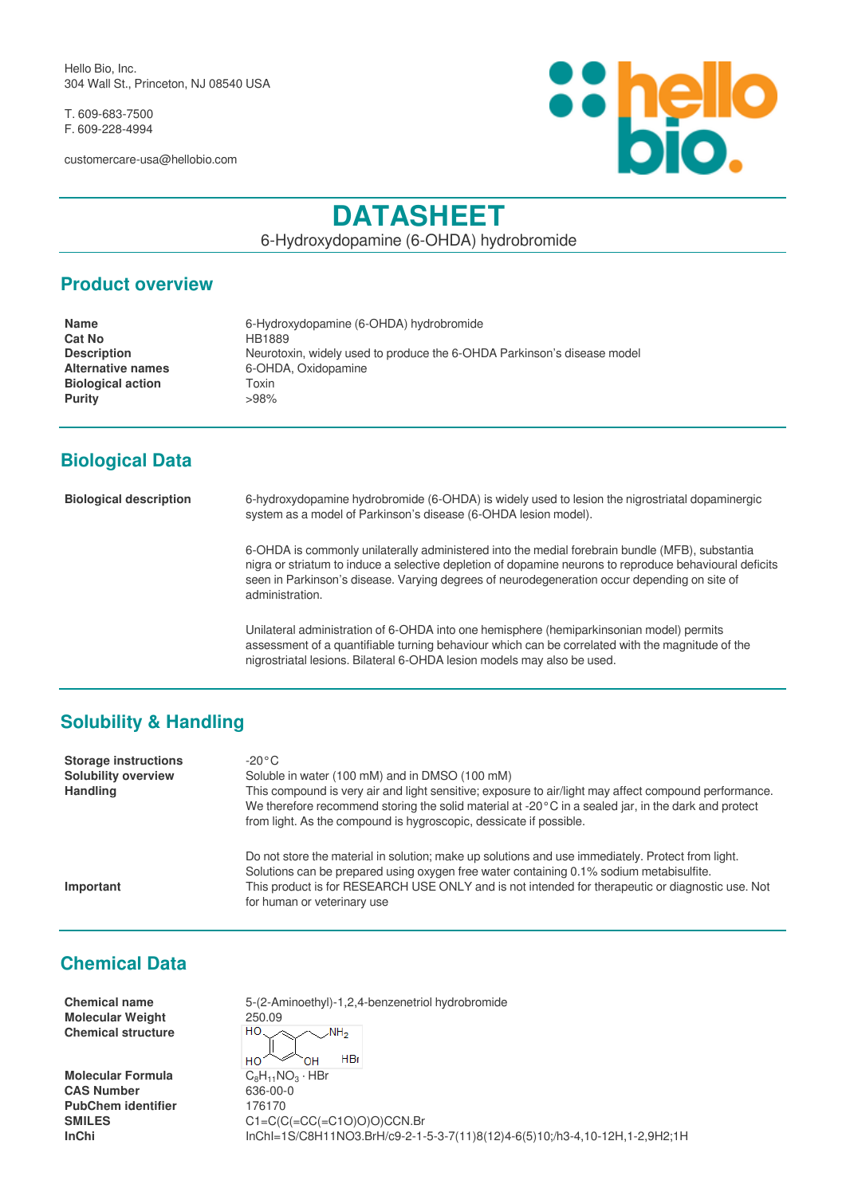Hello Bio, Inc.
304 Wall St., Princeton, NJ 08540 USA

T. 609-683-7500
F. 609-228-4994

customercare-usa@hellobio.com

# DATASHEET

6-Hydroxydopamine (6-OHDA) hydrobromide

## Product overview

| | |
|---|---|
| **Name** | 6-Hydroxydopamine (6-OHDA) hydrobromide |
| **Cat No** | HB1889 |
| **Description** | Neurotoxin, widely used to produce the 6-OHDA Parkinson's disease model |
| **Alternative names** | 6-OHDA, Oxidopamine |
| **Biological action** | Toxin |
| **Purity** | >98% |

## Biological Data

**Biological description**

6-hydroxydopamine hydrobromide (6-OHDA) is widely used to lesion the nigrostriatal dopaminergic system as a model of Parkinson's disease (6-OHDA lesion model).

6-OHDA is commonly unilaterally administered into the medial forebrain bundle (MFB), substantia nigra or striatum to induce a selective depletion of dopamine neurons to reproduce behavioural deficits seen in Parkinson's disease. Varying degrees of neurodegeneration occur depending on site of administration.

Unilateral administration of 6-OHDA into one hemisphere (hemiparkinsonian model) permits assessment of a quantifiable turning behaviour which can be correlated with the magnitude of the nigrostriatal lesions. Bilateral 6-OHDA lesion models may also be used.

## Solubility & Handling

| | |
|---|---|
| **Storage instructions** | -20°C |
| **Solubility overview** | Soluble in water (100 mM) and in DMSO (100 mM) |
| **Handling** | This compound is very air and light sensitive; exposure to air/light may affect compound performance. We therefore recommend storing the solid material at -20°C in a sealed jar, in the dark and protect from light. As the compound is hygroscopic, dessicate if possible. Do not store the material in solution; make up solutions and use immediately. Protect from light. Solutions can be prepared using oxygen free water containing 0.1% sodium metabisulfite. |
| **Important** | This product is for RESEARCH USE ONLY and is not intended for therapeutic or diagnostic use. Not for human or veterinary use |

## Chemical Data

| | |
|---|---|
| **Chemical name** | 5-(2-Aminoethyl)-1,2,4-benzenetriol hydrobromide |
| **Molecular Weight** | 250.09 |
| **Chemical structure** | |
| **Molecular Formula** | $C_8H_{11}NO_3 \cdot HBr$ |
| **CAS Number** | 636-00-0 |
| **PubChem identifier** | 176170 |
| **SMILES** | C1=C(C(=CC(=C1O)O)O)CCN.Br |
| **InChi** | InChI=1S/C8H11NO3.BrH/c9-2-1-5-3-7(11)8(12)4-6(5)10;/h3-4,10-12H,1-2,9H2;1H |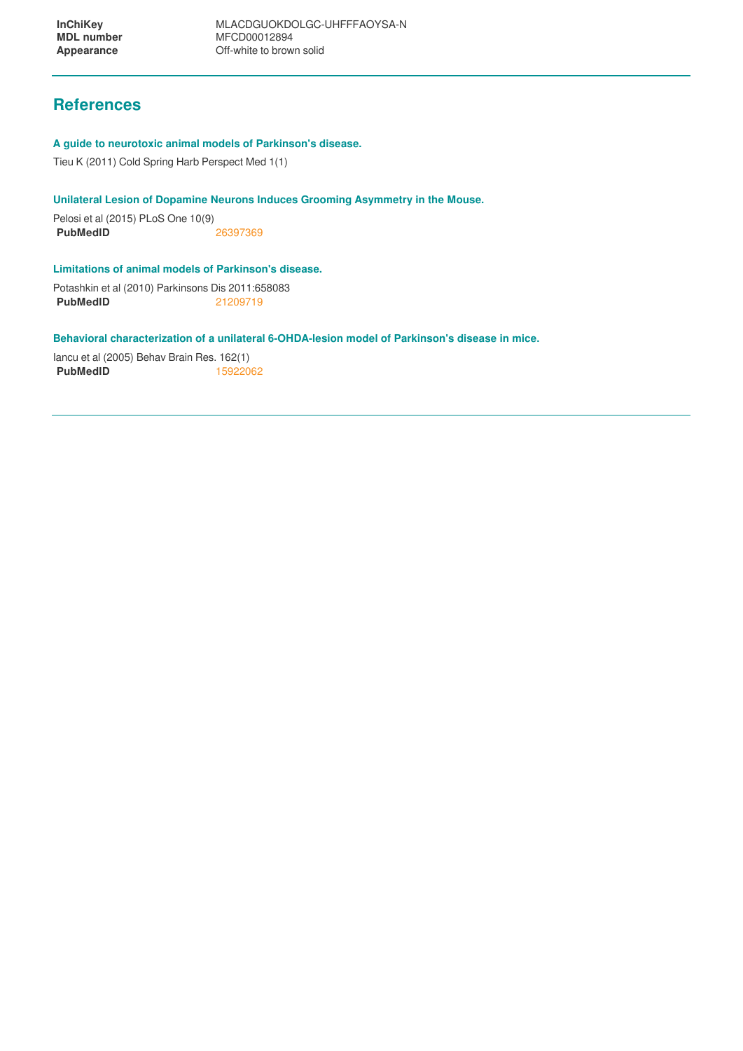| | |
|---|---|
| **InChiKey** | MLACDGUOKDOLGC-UHFFFAOYSA-N |
| **MDL number** | MFCD00012894 |
| **Appearance** | Off-white to brown solid |

## References

**A guide to neurotoxic animal models of Parkinson's disease.**

Tieu K (2011) Cold Spring Harb Perspect Med 1(1)

**Unilateral Lesion of Dopamine Neurons Induces Grooming Asymmetry in the Mouse.**

Pelosi et al (2015) PLoS One 10(9)
**PubMedID** 26397369

**Limitations of animal models of Parkinson's disease.**

Potashkin et al (2010) Parkinsons Dis 2011:658083
**PubMedID** 21209719

**Behavioral characterization of a unilateral 6-OHDA-lesion model of Parkinson's disease in mice.**

Iancu et al (2005) Behav Brain Res. 162(1)
**PubMedID** 15922062